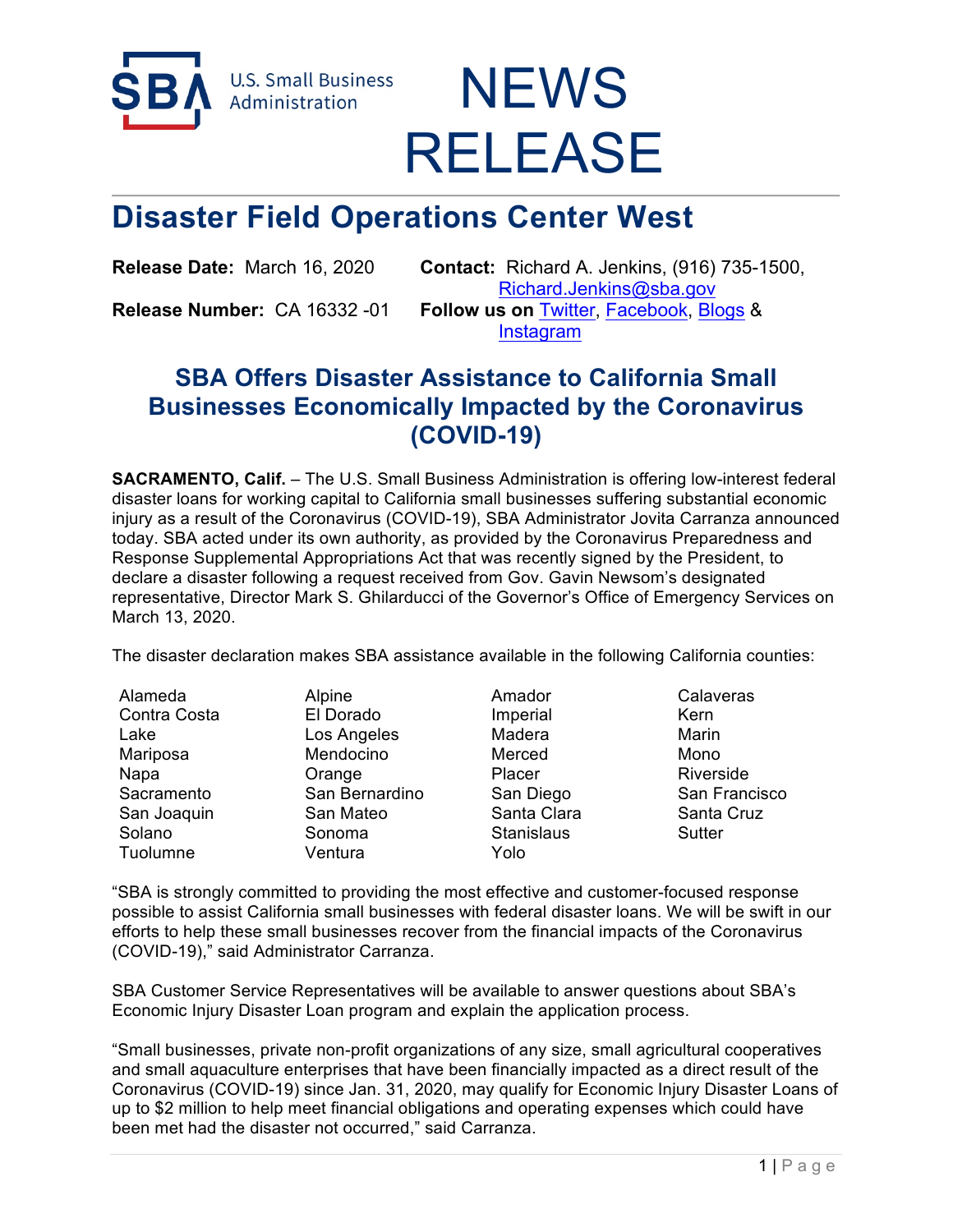U.S. Small Business Administration

# NEWS RELEASE

## Disaster Field Operations Center West

**Release Date:** March 16, 2020

**Release Number:** CA 16332 -01

**Contact:** Richard A. Jenkins, (916) 735-1500, Richard.Jenkins@sba.gov

**Follow us on** Twitter, Facebook, Blogs & Instagram

## SBA Offers Disaster Assistance to California Small Businesses Economically Impacted by the Coronavirus (COVID-19)

**SACRAMENTO, Calif.** – The U.S. Small Business Administration is offering low-interest federal disaster loans for working capital to California small businesses suffering substantial economic injury as a result of the Coronavirus (COVID-19), SBA Administrator Jovita Carranza announced today. SBA acted under its own authority, as provided by the Coronavirus Preparedness and Response Supplemental Appropriations Act that was recently signed by the President, to declare a disaster following a request received from Gov. Gavin Newsom's designated representative, Director Mark S. Ghilarducci of the Governor's Office of Emergency Services on March 13, 2020.

The disaster declaration makes SBA assistance available in the following California counties:

| | | | |
|---|---|---|---|
| Alameda | Alpine | Amador | Calaveras |
| Contra Costa | El Dorado | Imperial | Kern |
| Lake | Los Angeles | Madera | Marin |
| Mariposa | Mendocino | Merced | Mono |
| Napa | Orange | Placer | Riverside |
| Sacramento | San Bernardino | San Diego | San Francisco |
| San Joaquin | San Mateo | Santa Clara | Santa Cruz |
| Solano | Sonoma | Stanislaus | Sutter |
| Tuolumne | Ventura | Yolo | |

"SBA is strongly committed to providing the most effective and customer-focused response possible to assist California small businesses with federal disaster loans. We will be swift in our efforts to help these small businesses recover from the financial impacts of the Coronavirus (COVID-19)," said Administrator Carranza.

SBA Customer Service Representatives will be available to answer questions about SBA's Economic Injury Disaster Loan program and explain the application process.

"Small businesses, private non-profit organizations of any size, small agricultural cooperatives and small aquaculture enterprises that have been financially impacted as a direct result of the Coronavirus (COVID-19) since Jan. 31, 2020, may qualify for Economic Injury Disaster Loans of up to $2 million to help meet financial obligations and operating expenses which could have been met had the disaster not occurred," said Carranza.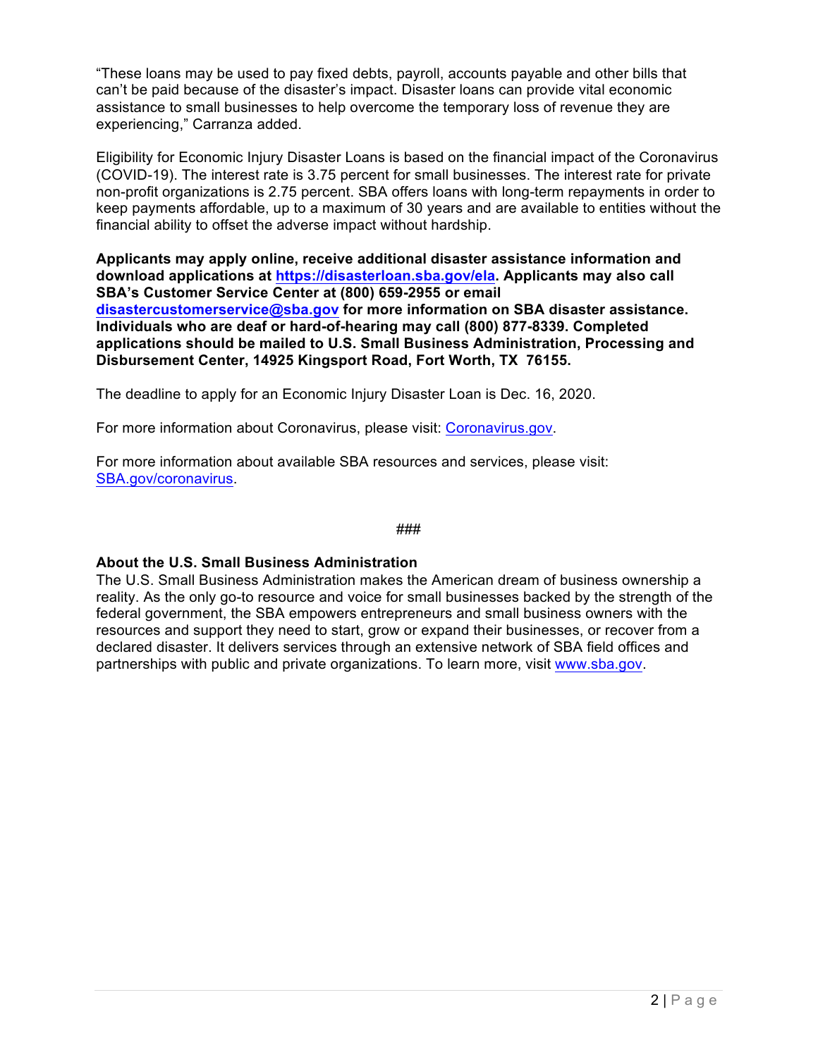"These loans may be used to pay fixed debts, payroll, accounts payable and other bills that can't be paid because of the disaster's impact. Disaster loans can provide vital economic assistance to small businesses to help overcome the temporary loss of revenue they are experiencing," Carranza added.

Eligibility for Economic Injury Disaster Loans is based on the financial impact of the Coronavirus (COVID-19). The interest rate is 3.75 percent for small businesses. The interest rate for private non-profit organizations is 2.75 percent. SBA offers loans with long-term repayments in order to keep payments affordable, up to a maximum of 30 years and are available to entities without the financial ability to offset the adverse impact without hardship.

**Applicants may apply online, receive additional disaster assistance information and download applications at [https://disasterloan.sba.gov/ela](https://disasterloan.sba.gov/ela). Applicants may also call SBA's Customer Service Center at (800) 659-2955 or email [disastercustomerservice@sba.gov](mailto:disastercustomerservice@sba.gov) for more information on SBA disaster assistance. Individuals who are deaf or hard-of-hearing may call (800) 877-8339. Completed applications should be mailed to U.S. Small Business Administration, Processing and Disbursement Center, 14925 Kingsport Road, Fort Worth, TX 76155.**

The deadline to apply for an Economic Injury Disaster Loan is Dec. 16, 2020.

For more information about Coronavirus, please visit: [Coronavirus.gov](https://www.coronavirus.gov).

For more information about available SBA resources and services, please visit: [SBA.gov/coronavirus](https://www.sba.gov/coronavirus).

###

**About the U.S. Small Business Administration**

The U.S. Small Business Administration makes the American dream of business ownership a reality. As the only go-to resource and voice for small businesses backed by the strength of the federal government, the SBA empowers entrepreneurs and small business owners with the resources and support they need to start, grow or expand their businesses, or recover from a declared disaster. It delivers services through an extensive network of SBA field offices and partnerships with public and private organizations. To learn more, visit [www.sba.gov](https://www.sba.gov).